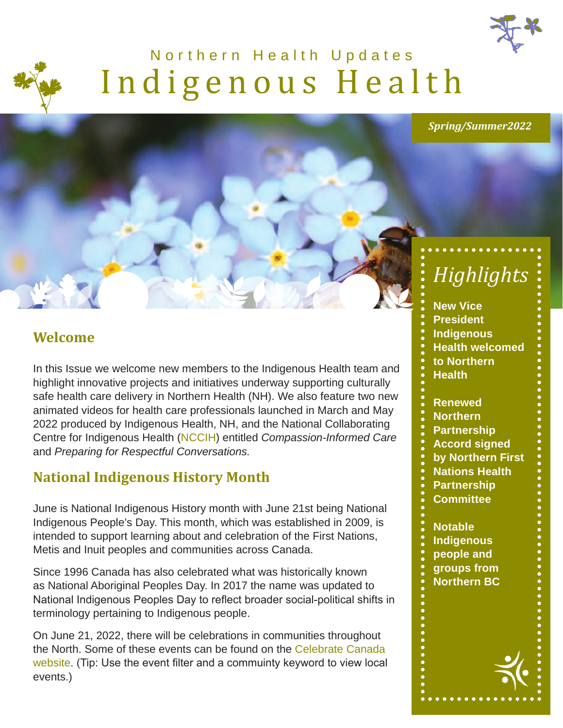Northern Health Updates

# Indigenous Health

*Spring/Summer2022*

## Welcome

In this Issue we welcome new members to the Indigenous Health team and highlight innovative projects and initiatives underway supporting culturally safe health care delivery in Northern Health (NH). We also feature two new animated videos for health care professionals launched in March and May 2022 produced by Indigenous Health, NH, and the National Collaborating Centre for Indigenous Health (NCCIH) entitled *Compassion-Informed Care* and *Preparing for Respectful Conversations.*

## National Indigenous History Month

June is National Indigenous History month with June 21st being National Indigenous People's Day. This month, which was established in 2009, is intended to support learning about and celebration of the First Nations, Metis and Inuit peoples and communities across Canada.

Since 1996 Canada has also celebrated what was historically known as National Aboriginal Peoples Day. In 2017 the name was updated to National Indigenous Peoples Day to reflect broader social-political shifts in terminology pertaining to Indigenous people.

On June 21, 2022, there will be celebrations in communities throughout the North. Some of these events can be found on the Celebrate Canada website. (Tip: Use the event filter and a commuinty keyword to view local events.)

## *Highlights*

**New Vice President Indigenous Health welcomed to Northern Health**

**Renewed Northern Partnership Accord signed by Northern First Nations Health Partnership Committee**

**Notable Indigenous people and groups from Northern BC**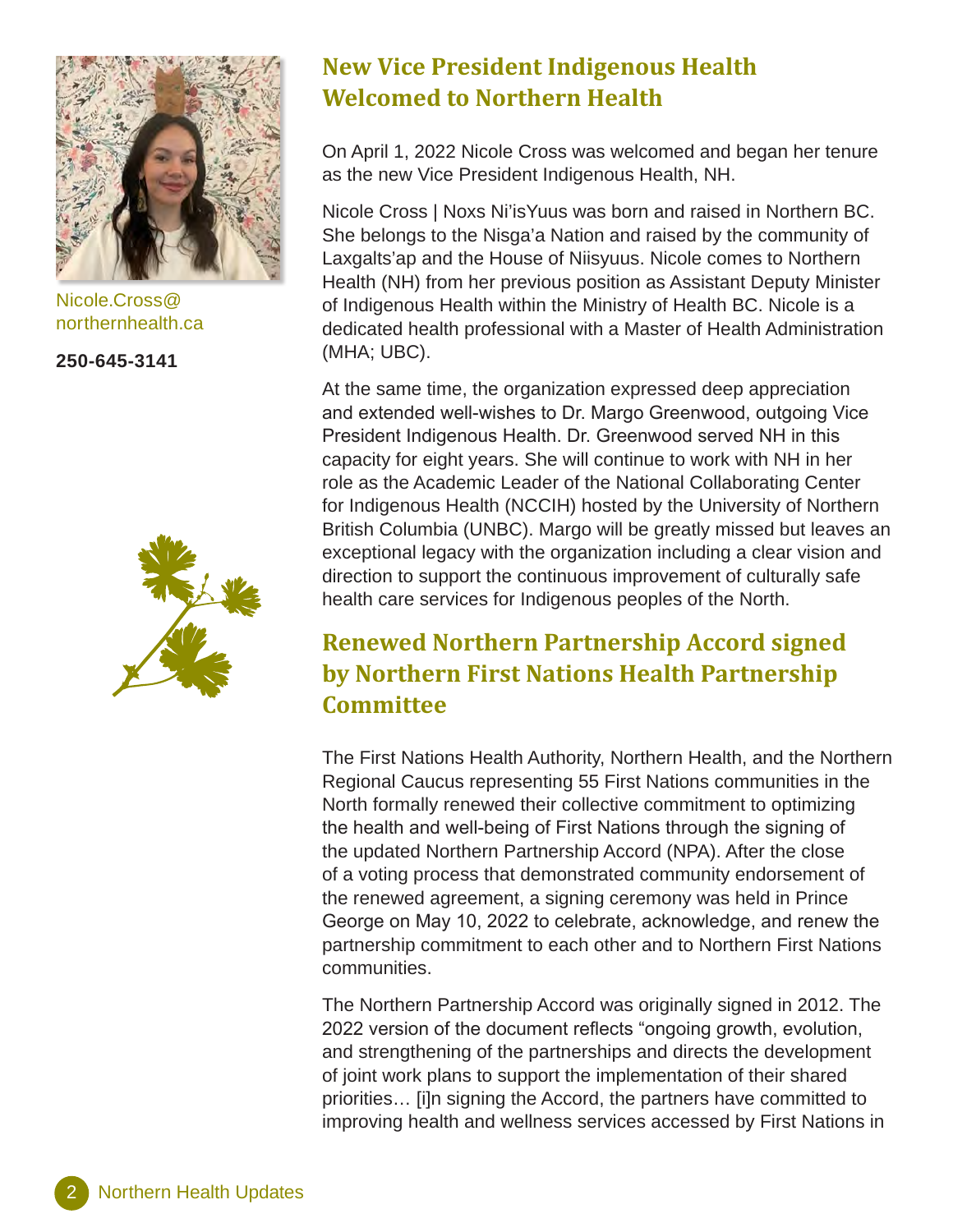Nicole.Cross@northernhealth.ca

**250-645-3141**

## New Vice President Indigenous Health Welcomed to Northern Health

On April 1, 2022 Nicole Cross was welcomed and began her tenure as the new Vice President Indigenous Health, NH.

Nicole Cross | Noxs Ni'isYuus was born and raised in Northern BC. She belongs to the Nisga'a Nation and raised by the community of Laxgalts'ap and the House of Niisyuus. Nicole comes to Northern Health (NH) from her previous position as Assistant Deputy Minister of Indigenous Health within the Ministry of Health BC. Nicole is a dedicated health professional with a Master of Health Administration (MHA; UBC).

At the same time, the organization expressed deep appreciation and extended well-wishes to Dr. Margo Greenwood, outgoing Vice President Indigenous Health. Dr. Greenwood served NH in this capacity for eight years. She will continue to work with NH in her role as the Academic Leader of the National Collaborating Center for Indigenous Health (NCCIH) hosted by the University of Northern British Columbia (UNBC). Margo will be greatly missed but leaves an exceptional legacy with the organization including a clear vision and direction to support the continuous improvement of culturally safe health care services for Indigenous peoples of the North.

## Renewed Northern Partnership Accord signed by Northern First Nations Health Partnership Committee

The First Nations Health Authority, Northern Health, and the Northern Regional Caucus representing 55 First Nations communities in the North formally renewed their collective commitment to optimizing the health and well-being of First Nations through the signing of the updated Northern Partnership Accord (NPA). After the close of a voting process that demonstrated community endorsement of the renewed agreement, a signing ceremony was held in Prince George on May 10, 2022 to celebrate, acknowledge, and renew the partnership commitment to each other and to Northern First Nations communities.

The Northern Partnership Accord was originally signed in 2012. The 2022 version of the document reflects "ongoing growth, evolution, and strengthening of the partnerships and directs the development of joint work plans to support the implementation of their shared priorities… [i]n signing the Accord, the partners have committed to improving health and wellness services accessed by First Nations in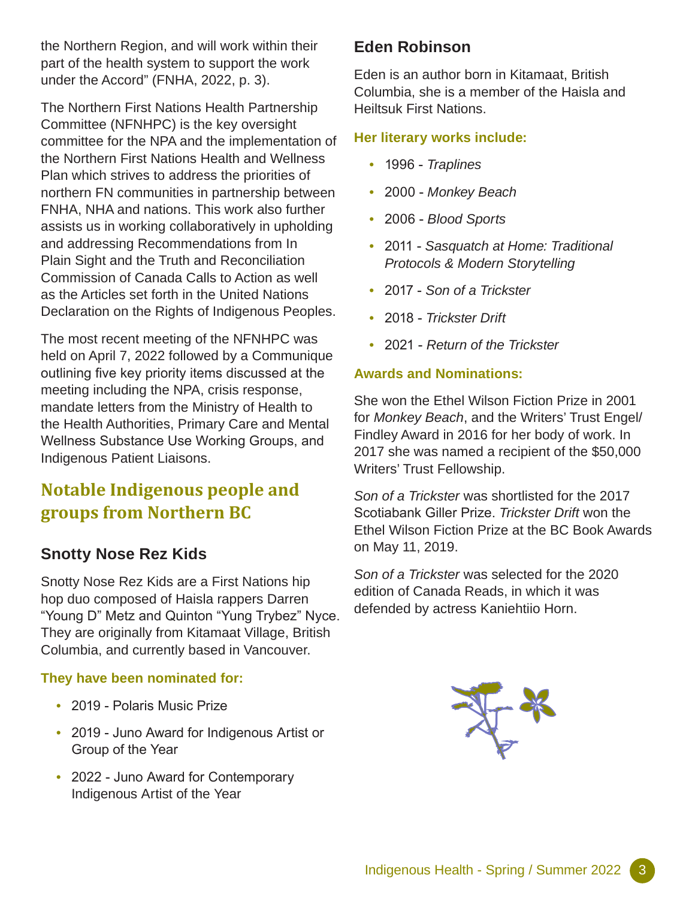the Northern Region, and will work within their part of the health system to support the work under the Accord" (FNHA, 2022, p. 3).

The Northern First Nations Health Partnership Committee (NFNHPC) is the key oversight committee for the NPA and the implementation of the Northern First Nations Health and Wellness Plan which strives to address the priorities of northern FN communities in partnership between FNHA, NHA and nations. This work also further assists us in working collaboratively in upholding and addressing Recommendations from In Plain Sight and the Truth and Reconciliation Commission of Canada Calls to Action as well as the Articles set forth in the United Nations Declaration on the Rights of Indigenous Peoples.

The most recent meeting of the NFNHPC was held on April 7, 2022 followed by a Communique outlining five key priority items discussed at the meeting including the NPA, crisis response, mandate letters from the Ministry of Health to the Health Authorities, Primary Care and Mental Wellness Substance Use Working Groups, and Indigenous Patient Liaisons.

## Notable Indigenous people and groups from Northern BC

### Snotty Nose Rez Kids

Snotty Nose Rez Kids are a First Nations hip hop duo composed of Haisla rappers Darren "Young D" Metz and Quinton "Yung Trybez" Nyce. They are originally from Kitamaat Village, British Columbia, and currently based in Vancouver.

**They have been nominated for:**

- 2019 - Polaris Music Prize
- 2019 - Juno Award for Indigenous Artist or Group of the Year
- 2022 - Juno Award for Contemporary Indigenous Artist of the Year

### Eden Robinson

Eden is an author born in Kitamaat, British Columbia, she is a member of the Haisla and Heiltsuk First Nations.

**Her literary works include:**

- 1996 - *Traplines*
- 2000 - *Monkey Beach*
- 2006 - *Blood Sports*
- 2011 - *Sasquatch at Home: Traditional Protocols & Modern Storytelling*
- 2017 - *Son of a Trickster*
- 2018 - *Trickster Drift*
- 2021 - *Return of the Trickster*

**Awards and Nominations:**

She won the Ethel Wilson Fiction Prize in 2001 for *Monkey Beach*, and the Writers' Trust Engel/Findley Award in 2016 for her body of work. In 2017 she was named a recipient of the $50,000 Writers' Trust Fellowship.

*Son of a Trickster* was shortlisted for the 2017 Scotiabank Giller Prize. *Trickster Drift* won the Ethel Wilson Fiction Prize at the BC Book Awards on May 11, 2019.

*Son of a Trickster* was selected for the 2020 edition of Canada Reads, in which it was defended by actress Kaniehtiio Horn.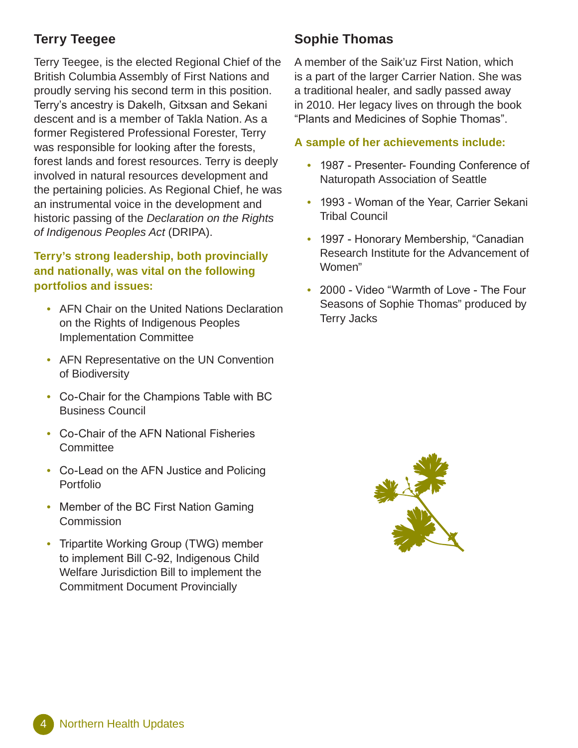## Terry Teegee

Terry Teegee, is the elected Regional Chief of the British Columbia Assembly of First Nations and proudly serving his second term in this position. Terry's ancestry is Dakelh, Gitxsan and Sekani descent and is a member of Takla Nation. As a former Registered Professional Forester, Terry was responsible for looking after the forests, forest lands and forest resources. Terry is deeply involved in natural resources development and the pertaining policies. As Regional Chief, he was an instrumental voice in the development and historic passing of the *Declaration on the Rights of Indigenous Peoples Act* (DRIPA).

**Terry's strong leadership, both provincially and nationally, was vital on the following portfolios and issues:**

- AFN Chair on the United Nations Declaration on the Rights of Indigenous Peoples Implementation Committee
- AFN Representative on the UN Convention of Biodiversity
- Co-Chair for the Champions Table with BC Business Council
- Co-Chair of the AFN National Fisheries Committee
- Co-Lead on the AFN Justice and Policing Portfolio
- Member of the BC First Nation Gaming Commission
- Tripartite Working Group (TWG) member to implement Bill C-92, Indigenous Child Welfare Jurisdiction Bill to implement the Commitment Document Provincially

## Sophie Thomas

A member of the Saik'uz First Nation, which is a part of the larger Carrier Nation. She was a traditional healer, and sadly passed away in 2010. Her legacy lives on through the book "Plants and Medicines of Sophie Thomas".

**A sample of her achievements include:**

- 1987 - Presenter- Founding Conference of Naturopath Association of Seattle
- 1993 - Woman of the Year, Carrier Sekani Tribal Council
- 1997 - Honorary Membership, "Canadian Research Institute for the Advancement of Women"
- 2000 - Video "Warmth of Love - The Four Seasons of Sophie Thomas" produced by Terry Jacks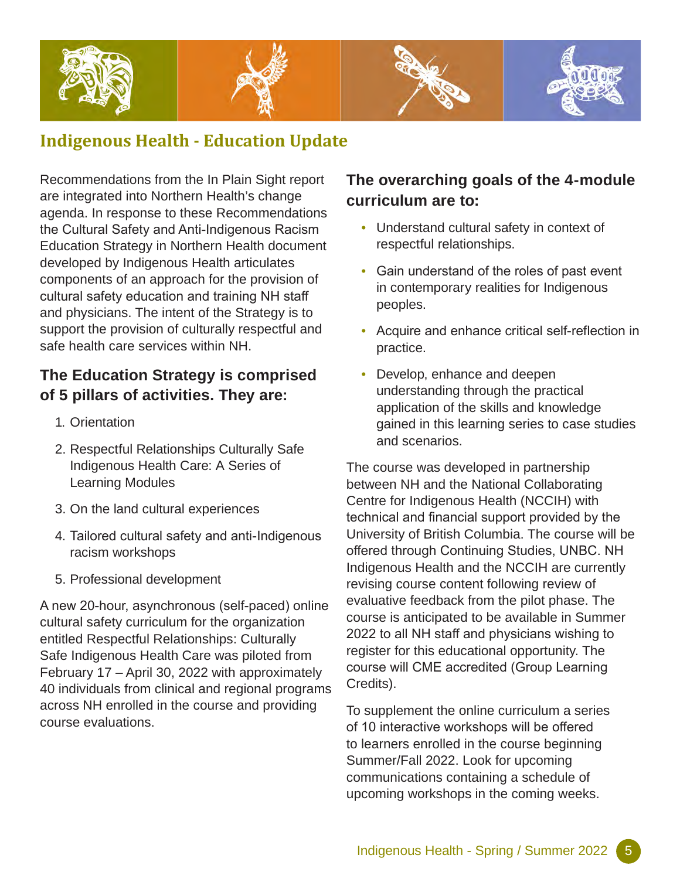# Indigenous Health - Education Update

Recommendations from the In Plain Sight report are integrated into Northern Health's change agenda. In response to these Recommendations the Cultural Safety and Anti-Indigenous Racism Education Strategy in Northern Health document developed by Indigenous Health articulates components of an approach for the provision of cultural safety education and training NH staff and physicians. The intent of the Strategy is to support the provision of culturally respectful and safe health care services within NH.

## The Education Strategy is comprised of 5 pillars of activities. They are:

1. Orientation
2. Respectful Relationships Culturally Safe Indigenous Health Care: A Series of Learning Modules
3. On the land cultural experiences
4. Tailored cultural safety and anti-Indigenous racism workshops
5. Professional development

A new 20-hour, asynchronous (self-paced) online cultural safety curriculum for the organization entitled Respectful Relationships: Culturally Safe Indigenous Health Care was piloted from February 17 – April 30, 2022 with approximately 40 individuals from clinical and regional programs across NH enrolled in the course and providing course evaluations.

## The overarching goals of the 4-module curriculum are to:

- Understand cultural safety in context of respectful relationships.
- Gain understand of the roles of past event in contemporary realities for Indigenous peoples.
- Acquire and enhance critical self-reflection in practice.
- Develop, enhance and deepen understanding through the practical application of the skills and knowledge gained in this learning series to case studies and scenarios.

The course was developed in partnership between NH and the National Collaborating Centre for Indigenous Health (NCCIH) with technical and financial support provided by the University of British Columbia. The course will be offered through Continuing Studies, UNBC. NH Indigenous Health and the NCCIH are currently revising course content following review of evaluative feedback from the pilot phase. The course is anticipated to be available in Summer 2022 to all NH staff and physicians wishing to register for this educational opportunity. The course will CME accredited (Group Learning Credits).

To supplement the online curriculum a series of 10 interactive workshops will be offered to learners enrolled in the course beginning Summer/Fall 2022. Look for upcoming communications containing a schedule of upcoming workshops in the coming weeks.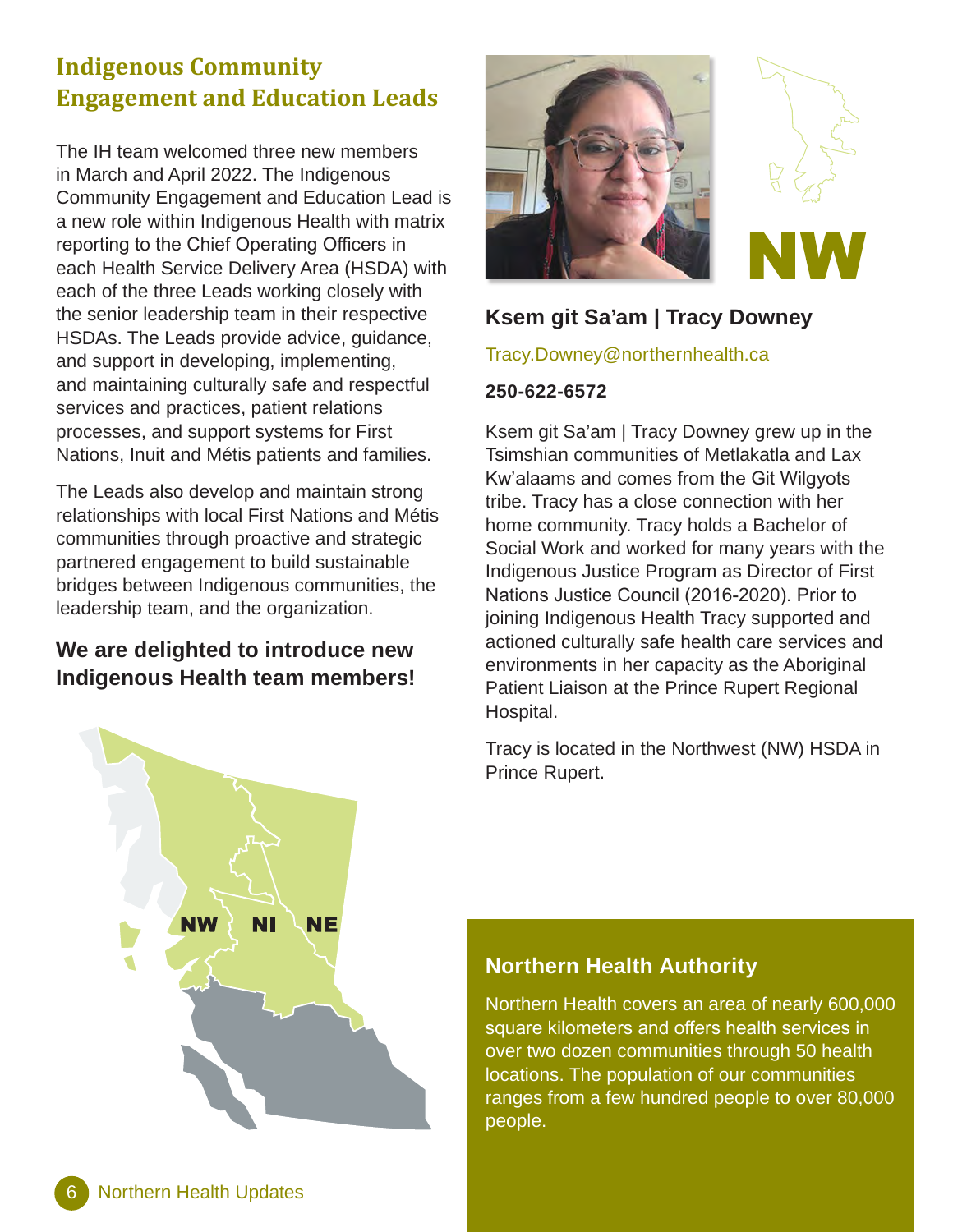## Indigenous Community Engagement and Education Leads

The IH team welcomed three new members in March and April 2022. The Indigenous Community Engagement and Education Lead is a new role within Indigenous Health with matrix reporting to the Chief Operating Officers in each Health Service Delivery Area (HSDA) with each of the three Leads working closely with the senior leadership team in their respective HSDAs. The Leads provide advice, guidance, and support in developing, implementing, and maintaining culturally safe and respectful services and practices, patient relations processes, and support systems for First Nations, Inuit and Métis patients and families.

The Leads also develop and maintain strong relationships with local First Nations and Métis communities through proactive and strategic partnered engagement to build sustainable bridges between Indigenous communities, the leadership team, and the organization.

**We are delighted to introduce new Indigenous Health team members!**

NW NI NE

NW

### Ksem git Sa'am | Tracy Downey

Tracy.Downey@northernhealth.ca

**250-622-6572**

Ksem git Sa'am | Tracy Downey grew up in the Tsimshian communities of Metlakatla and Lax Kw'alaams and comes from the Git Wilgyots tribe. Tracy has a close connection with her home community. Tracy holds a Bachelor of Social Work and worked for many years with the Indigenous Justice Program as Director of First Nations Justice Council (2016-2020). Prior to joining Indigenous Health Tracy supported and actioned culturally safe health care services and environments in her capacity as the Aboriginal Patient Liaison at the Prince Rupert Regional Hospital.

Tracy is located in the Northwest (NW) HSDA in Prince Rupert.

### Northern Health Authority

Northern Health covers an area of nearly 600,000 square kilometers and offers health services in over two dozen communities through 50 health locations. The population of our communities ranges from a few hundred people to over 80,000 people.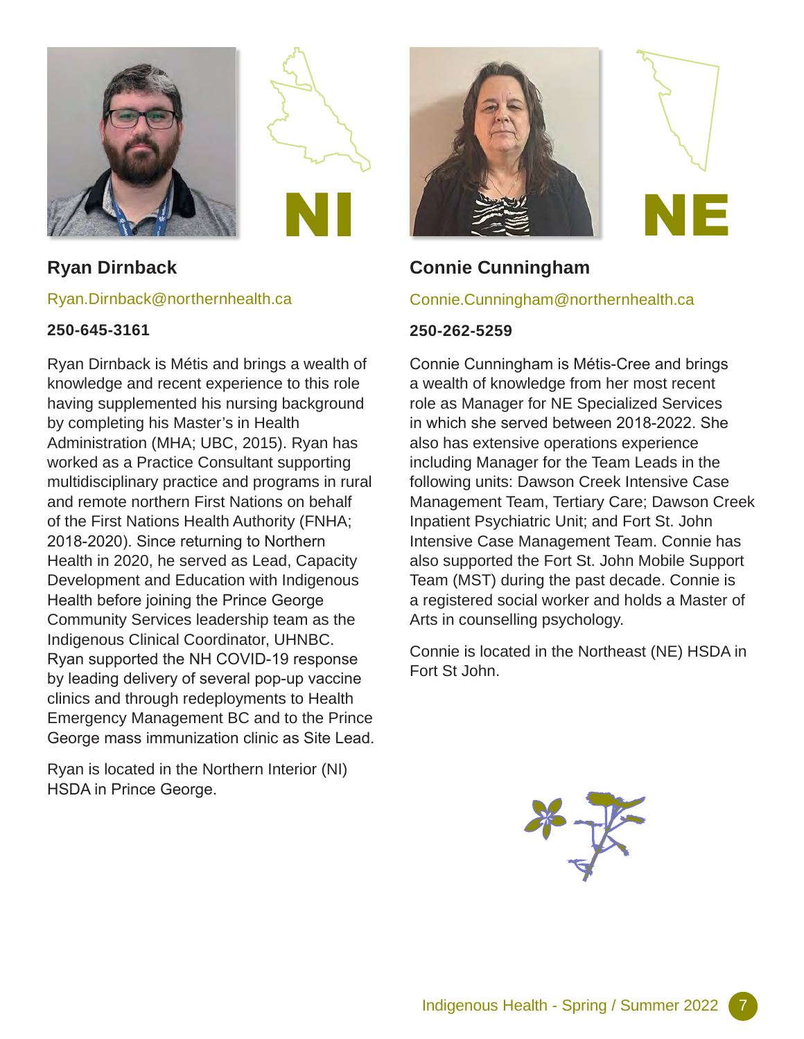NI

## Ryan Dirnback

Ryan.Dirnback@northernhealth.ca

**250-645-3161**

Ryan Dirnback is Métis and brings a wealth of knowledge and recent experience to this role having supplemented his nursing background by completing his Master's in Health Administration (MHA; UBC, 2015). Ryan has worked as a Practice Consultant supporting multidisciplinary practice and programs in rural and remote northern First Nations on behalf of the First Nations Health Authority (FNHA; 2018-2020). Since returning to Northern Health in 2020, he served as Lead, Capacity Development and Education with Indigenous Health before joining the Prince George Community Services leadership team as the Indigenous Clinical Coordinator, UHNBC. Ryan supported the NH COVID-19 response by leading delivery of several pop-up vaccine clinics and through redeployments to Health Emergency Management BC and to the Prince George mass immunization clinic as Site Lead.

Ryan is located in the Northern Interior (NI) HSDA in Prince George.

NE

## Connie Cunningham

Connie.Cunningham@northernhealth.ca

**250-262-5259**

Connie Cunningham is Métis-Cree and brings a wealth of knowledge from her most recent role as Manager for NE Specialized Services in which she served between 2018-2022. She also has extensive operations experience including Manager for the Team Leads in the following units: Dawson Creek Intensive Case Management Team, Tertiary Care; Dawson Creek Inpatient Psychiatric Unit; and Fort St. John Intensive Case Management Team. Connie has also supported the Fort St. John Mobile Support Team (MST) during the past decade. Connie is a registered social worker and holds a Master of Arts in counselling psychology.

Connie is located in the Northeast (NE) HSDA in Fort St John.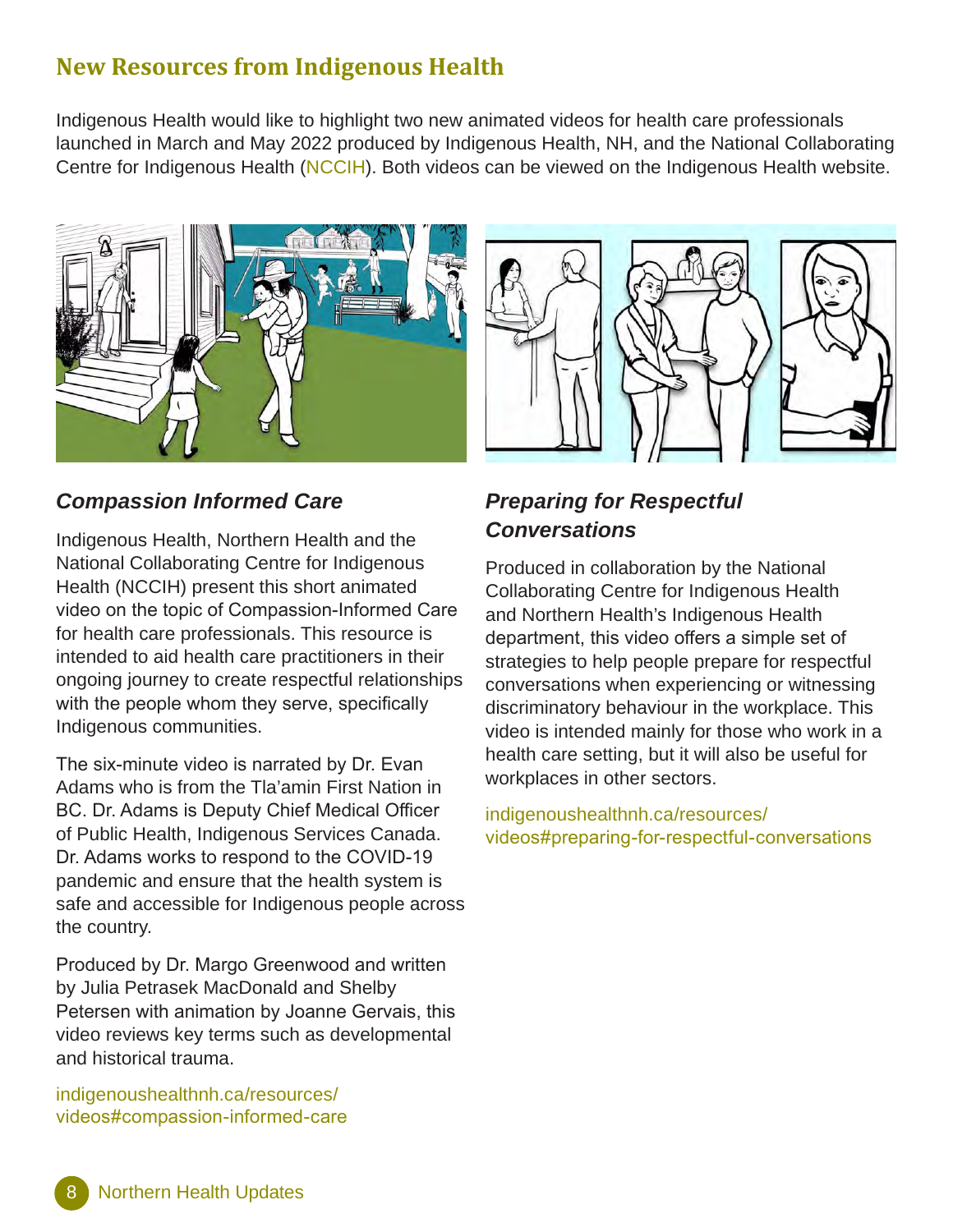## New Resources from Indigenous Health

Indigenous Health would like to highlight two new animated videos for health care professionals launched in March and May 2022 produced by Indigenous Health, NH, and the National Collaborating Centre for Indigenous Health (NCCIH). Both videos can be viewed on the Indigenous Health website.

### *Compassion Informed Care*

Indigenous Health, Northern Health and the National Collaborating Centre for Indigenous Health (NCCIH) present this short animated video on the topic of Compassion-Informed Care for health care professionals. This resource is intended to aid health care practitioners in their ongoing journey to create respectful relationships with the people whom they serve, specifically Indigenous communities.

The six-minute video is narrated by Dr. Evan Adams who is from the Tla'amin First Nation in BC. Dr. Adams is Deputy Chief Medical Officer of Public Health, Indigenous Services Canada. Dr. Adams works to respond to the COVID-19 pandemic and ensure that the health system is safe and accessible for Indigenous people across the country.

Produced by Dr. Margo Greenwood and written by Julia Petrasek MacDonald and Shelby Petersen with animation by Joanne Gervais, this video reviews key terms such as developmental and historical trauma.

indigenoushealthnh.ca/resources/videos#compassion-informed-care

### *Preparing for Respectful Conversations*

Produced in collaboration by the National Collaborating Centre for Indigenous Health and Northern Health's Indigenous Health department, this video offers a simple set of strategies to help people prepare for respectful conversations when experiencing or witnessing discriminatory behaviour in the workplace. This video is intended mainly for those who work in a health care setting, but it will also be useful for workplaces in other sectors.

indigenoushealthnh.ca/resources/videos#preparing-for-respectful-conversations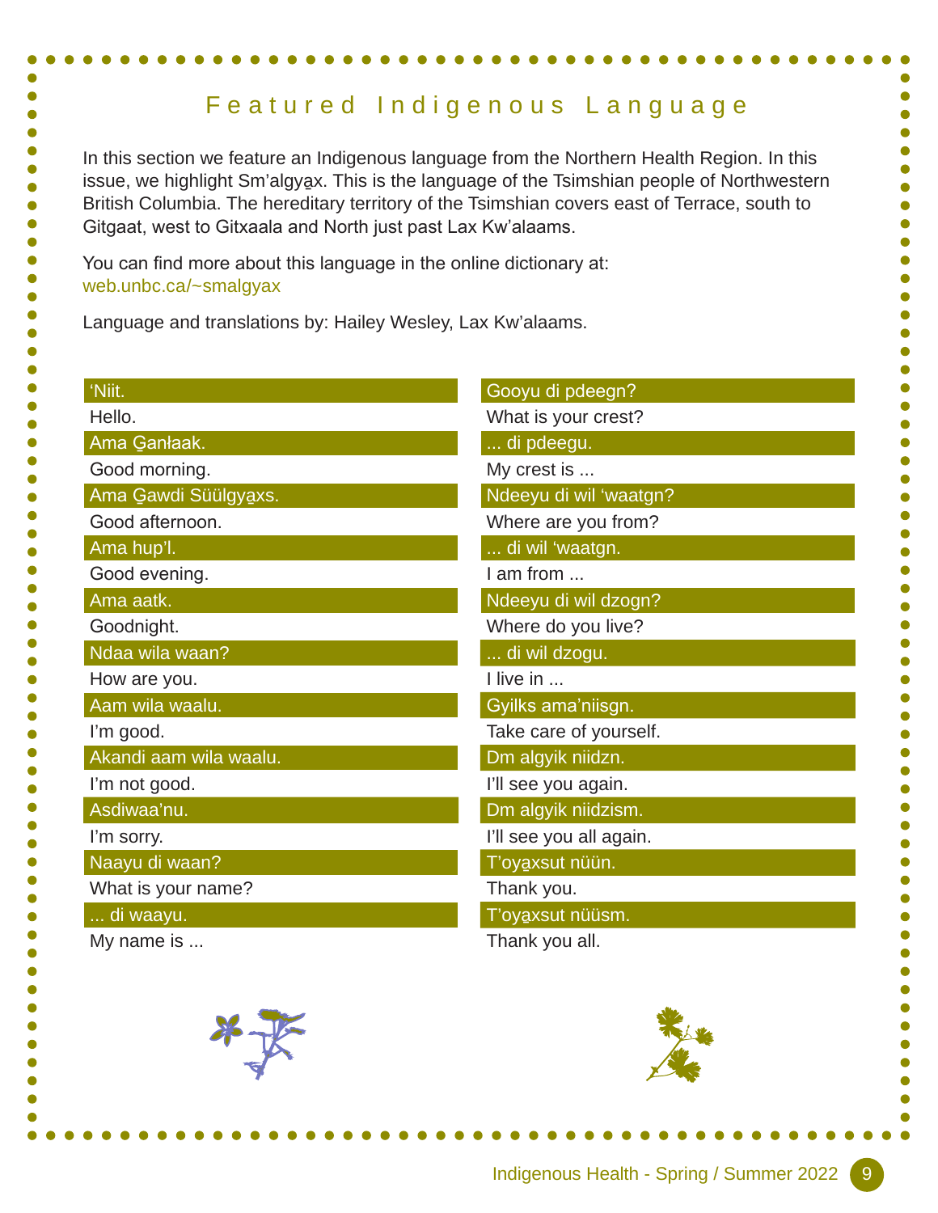## Featured Indigenous Language

In this section we feature an Indigenous language from the Northern Health Region. In this issue, we highlight Sm'algya̱x. This is the language of the Tsimshian people of Northwestern British Columbia. The hereditary territory of the Tsimshian covers east of Terrace, south to Gitgaat, west to Gitxaala and North just past Lax Kw'alaams.

You can find more about this language in the online dictionary at: web.unbc.ca/~smalgyax

Language and translations by: Hailey Wesley, Lax Kw'alaams.

| Sm'algya̱x | English |
|---|---|
| 'Niit. | Hello. |
| Ama G̱anłaak. | Good morning. |
| Ama G̱awdi Süülgya̱xs. | Good afternoon. |
| Ama hup'l. | Good evening. |
| Ama aatk. | Goodnight. |
| Ndaa wila waan? | How are you. |
| Aam wila waalu. | I'm good. |
| Akandi aam wila waalu. | I'm not good. |
| Asdiwaa'nu. | I'm sorry. |
| Naayu di waan? | What is your name? |
| ... di waayu. | My name is ... |
| Gooyu di pdeegn? | What is your crest? |
| ... di pdeegu. | My crest is ... |
| Ndeeyu di wil 'waatgn? | Where are you from? |
| ... di wil 'waatgn. | I am from ... |
| Ndeeyu di wil dzogn? | Where do you live? |
| ... di wil dzogu. | I live in ... |
| Gyilks ama'niisgn. | Take care of yourself. |
| Dm algyik niidzn. | I'll see you again. |
| Dm algyik niidzism. | I'll see you all again. |
| T'oya̱xsut nüün. | Thank you. |
| T'oya̱xsut nüüsm. | Thank you all. |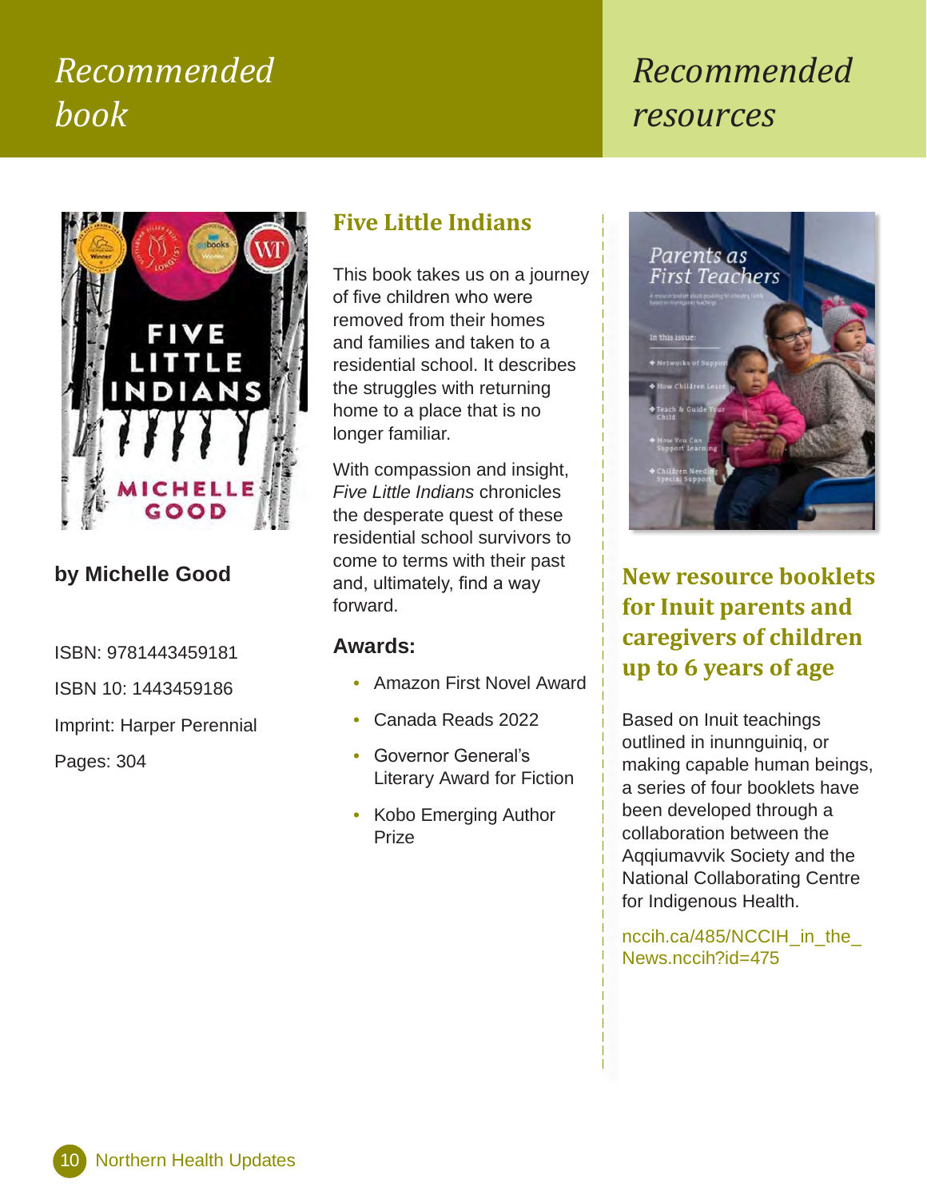# Recommended book

## Five Little Indians

**by Michelle Good**

ISBN: 9781443459181

ISBN 10: 1443459186

Imprint: Harper Perennial

Pages: 304

This book takes us on a journey of five children who were removed from their homes and families and taken to a residential school. It describes the struggles with returning home to a place that is no longer familiar.

With compassion and insight, *Five Little Indians* chronicles the desperate quest of these residential school survivors to come to terms with their past and, ultimately, find a way forward.

### Awards:

- Amazon First Novel Award
- Canada Reads 2022
- Governor General's Literary Award for Fiction
- Kobo Emerging Author Prize

# Recommended resources

## New resource booklets for Inuit parents and caregivers of children up to 6 years of age

Based on Inuit teachings outlined in inunnguiniq, or making capable human beings, a series of four booklets have been developed through a collaboration between the Aqqiumavvik Society and the National Collaborating Centre for Indigenous Health.

nccih.ca/485/NCCIH_in_the_News.nccih?id=475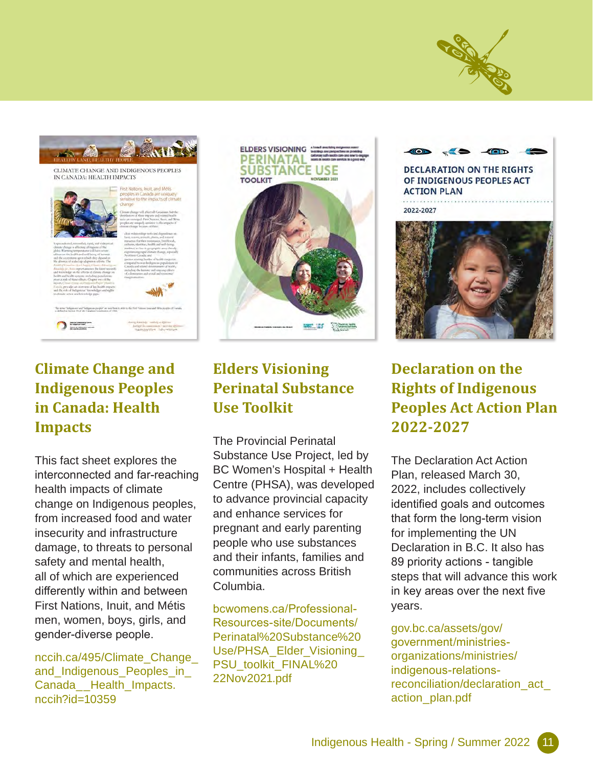## Climate Change and Indigenous Peoples in Canada: Health Impacts

This fact sheet explores the interconnected and far-reaching health impacts of climate change on Indigenous peoples, from increased food and water insecurity and infrastructure damage, to threats to personal safety and mental health, all of which are experienced differently within and between First Nations, Inuit, and Métis men, women, boys, girls, and gender-diverse people.

nccih.ca/495/Climate_Change_and_Indigenous_Peoples_in_Canada__Health_Impacts.nccih?id=10359

## Elders Visioning Perinatal Substance Use Toolkit

The Provincial Perinatal Substance Use Project, led by BC Women's Hospital + Health Centre (PHSA), was developed to advance provincial capacity and enhance services for pregnant and early parenting people who use substances and their infants, families and communities across British Columbia.

bcwomens.ca/Professional-Resources-site/Documents/Perinatal%20Substance%20Use/PHSA_Elder_Visioning_PSU_toolkit_FINAL%2022Nov2021.pdf

## Declaration on the Rights of Indigenous Peoples Act Action Plan 2022-2027

The Declaration Act Action Plan, released March 30, 2022, includes collectively identified goals and outcomes that form the long-term vision for implementing the UN Declaration in B.C. It also has 89 priority actions - tangible steps that will advance this work in key areas over the next five years.

gov.bc.ca/assets/gov/government/ministries-organizations/ministries/indigenous-relations-reconciliation/declaration_act_action_plan.pdf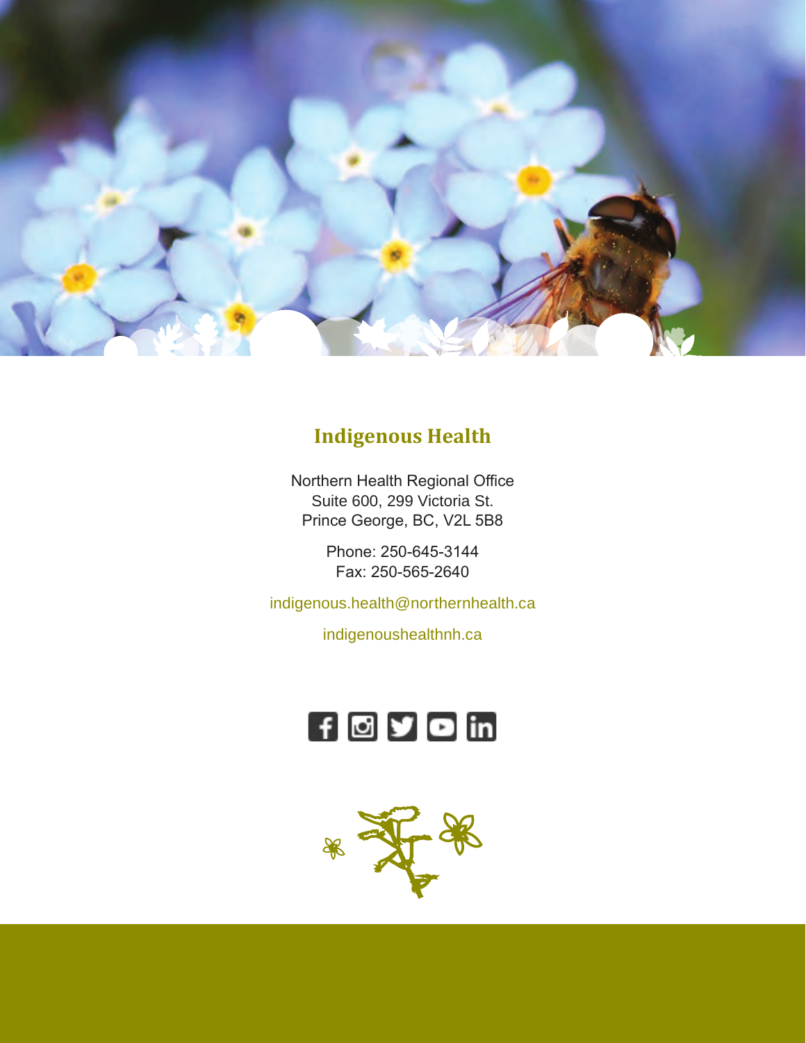## Indigenous Health

Northern Health Regional Office
Suite 600, 299 Victoria St.
Prince George, BC, V2L 5B8

Phone: 250-645-3144
Fax: 250-565-2640

indigenous.health@northernhealth.ca

indigenoushealthnh.ca